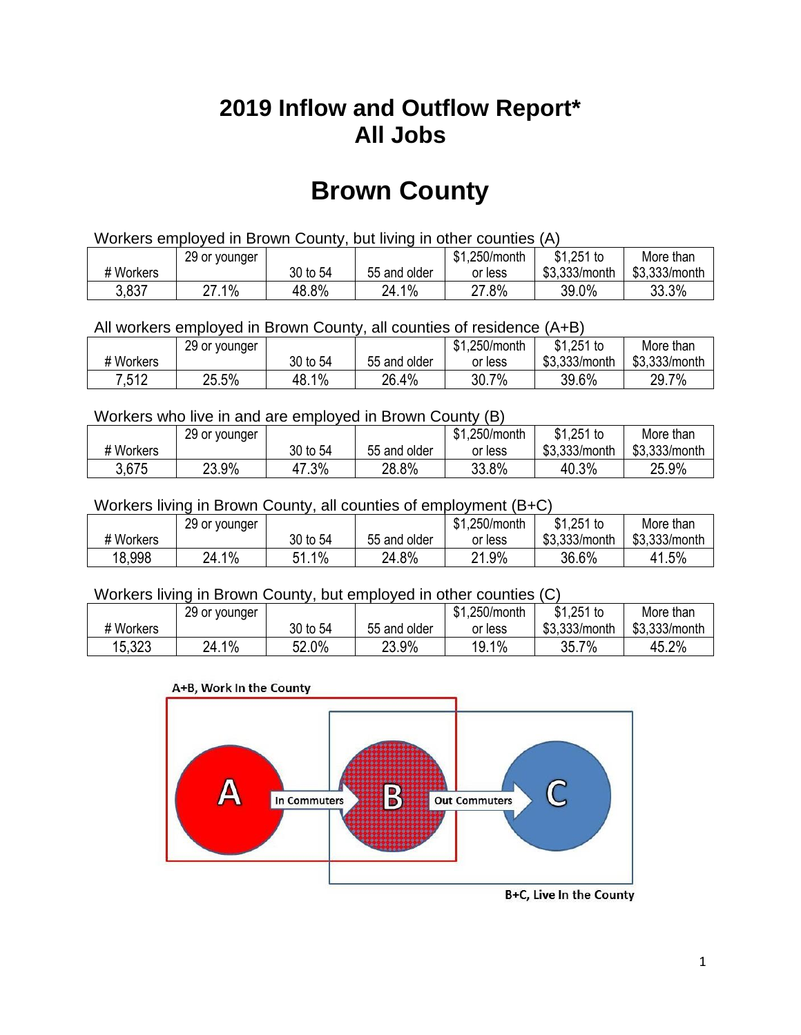# 2019 Inflow and Outflow Report*
# All Jobs

# Brown County

Workers employed in Brown County, but living in other counties (A)

| # Workers | 29 or younger | 30 to 54 | 55 and older | $1,250/month or less | $1,251 to $3,333/month | More than $3,333/month |
|---|---|---|---|---|---|---|
| 3,837 | 27.1% | 48.8% | 24.1% | 27.8% | 39.0% | 33.3% |

All workers employed in Brown County, all counties of residence (A+B)

| # Workers | 29 or younger | 30 to 54 | 55 and older | $1,250/month or less | $1,251 to $3,333/month | More than $3,333/month |
|---|---|---|---|---|---|---|
| 7,512 | 25.5% | 48.1% | 26.4% | 30.7% | 39.6% | 29.7% |

Workers who live in and are employed in Brown County (B)

| # Workers | 29 or younger | 30 to 54 | 55 and older | $1,250/month or less | $1,251 to $3,333/month | More than $3,333/month |
|---|---|---|---|---|---|---|
| 3,675 | 23.9% | 47.3% | 28.8% | 33.8% | 40.3% | 25.9% |

Workers living in Brown County, all counties of employment (B+C)

| # Workers | 29 or younger | 30 to 54 | 55 and older | $1,250/month or less | $1,251 to $3,333/month | More than $3,333/month |
|---|---|---|---|---|---|---|
| 18,998 | 24.1% | 51.1% | 24.8% | 21.9% | 36.6% | 41.5% |

Workers living in Brown County, but employed in other counties (C)

| # Workers | 29 or younger | 30 to 54 | 55 and older | $1,250/month or less | $1,251 to $3,333/month | More than $3,333/month |
|---|---|---|---|---|---|---|
| 15,323 | 24.1% | 52.0% | 23.9% | 19.1% | 35.7% | 45.2% |

A+B, Work In the County

A — In Commuters → B — Out Commuters → C

B+C, Live In the County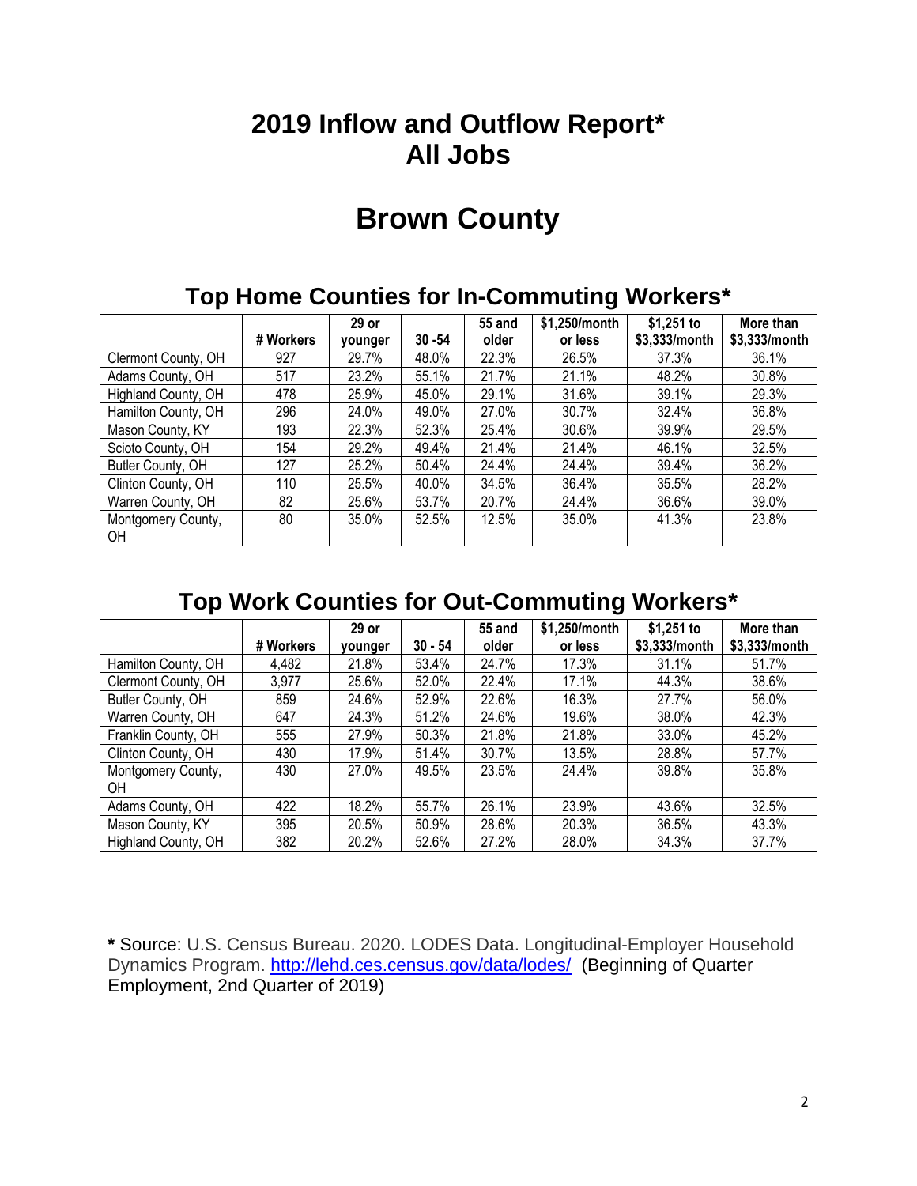# 2019 Inflow and Outflow Report*
# All Jobs

# Brown County

## Top Home Counties for In-Commuting Workers*

| | # Workers | 29 or younger | 30 -54 | 55 and older | $1,250/month or less | $1,251 to $3,333/month | More than $3,333/month |
|---|---|---|---|---|---|---|---|
| Clermont County, OH | 927 | 29.7% | 48.0% | 22.3% | 26.5% | 37.3% | 36.1% |
| Adams County, OH | 517 | 23.2% | 55.1% | 21.7% | 21.1% | 48.2% | 30.8% |
| Highland County, OH | 478 | 25.9% | 45.0% | 29.1% | 31.6% | 39.1% | 29.3% |
| Hamilton County, OH | 296 | 24.0% | 49.0% | 27.0% | 30.7% | 32.4% | 36.8% |
| Mason County, KY | 193 | 22.3% | 52.3% | 25.4% | 30.6% | 39.9% | 29.5% |
| Scioto County, OH | 154 | 29.2% | 49.4% | 21.4% | 21.4% | 46.1% | 32.5% |
| Butler County, OH | 127 | 25.2% | 50.4% | 24.4% | 24.4% | 39.4% | 36.2% |
| Clinton County, OH | 110 | 25.5% | 40.0% | 34.5% | 36.4% | 35.5% | 28.2% |
| Warren County, OH | 82 | 25.6% | 53.7% | 20.7% | 24.4% | 36.6% | 39.0% |
| Montgomery County, OH | 80 | 35.0% | 52.5% | 12.5% | 35.0% | 41.3% | 23.8% |

## Top Work Counties for Out-Commuting Workers*

| | # Workers | 29 or younger | 30 - 54 | 55 and older | $1,250/month or less | $1,251 to $3,333/month | More than $3,333/month |
|---|---|---|---|---|---|---|---|
| Hamilton County, OH | 4,482 | 21.8% | 53.4% | 24.7% | 17.3% | 31.1% | 51.7% |
| Clermont County, OH | 3,977 | 25.6% | 52.0% | 22.4% | 17.1% | 44.3% | 38.6% |
| Butler County, OH | 859 | 24.6% | 52.9% | 22.6% | 16.3% | 27.7% | 56.0% |
| Warren County, OH | 647 | 24.3% | 51.2% | 24.6% | 19.6% | 38.0% | 42.3% |
| Franklin County, OH | 555 | 27.9% | 50.3% | 21.8% | 21.8% | 33.0% | 45.2% |
| Clinton County, OH | 430 | 17.9% | 51.4% | 30.7% | 13.5% | 28.8% | 57.7% |
| Montgomery County, OH | 430 | 27.0% | 49.5% | 23.5% | 24.4% | 39.8% | 35.8% |
| Adams County, OH | 422 | 18.2% | 55.7% | 26.1% | 23.9% | 43.6% | 32.5% |
| Mason County, KY | 395 | 20.5% | 50.9% | 28.6% | 20.3% | 36.5% | 43.3% |
| Highland County, OH | 382 | 20.2% | 52.6% | 27.2% | 28.0% | 34.3% | 37.7% |

**\*** Source: U.S. Census Bureau. 2020. LODES Data. Longitudinal-Employer Household Dynamics Program. http://lehd.ces.census.gov/data/lodes/ (Beginning of Quarter Employment, 2nd Quarter of 2019)